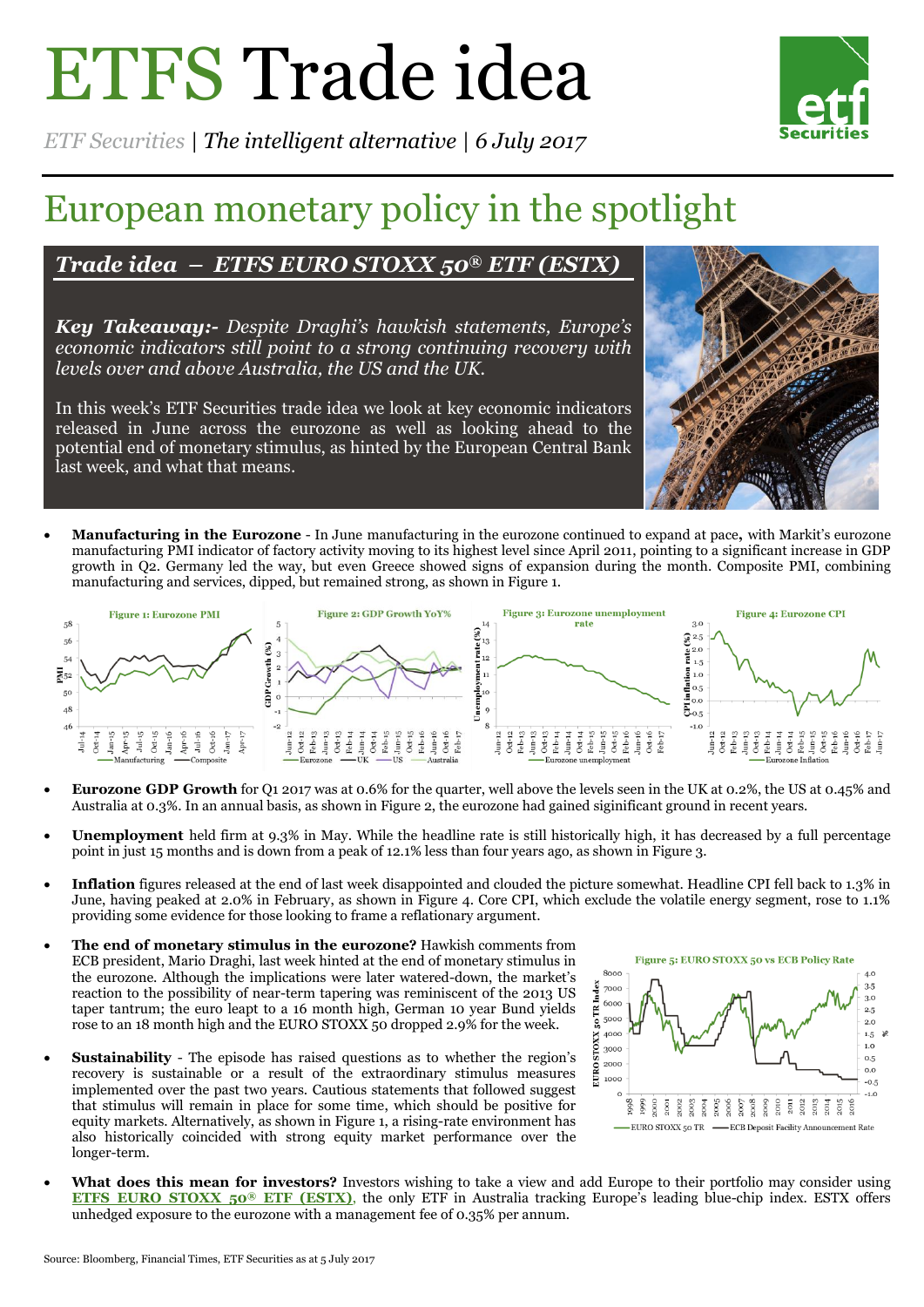# ETFS Trade idea

*ETF Securities | The intelligent alternative | 6 July 2017*

# European monetary policy in the spotlight

## *Trade idea – ETFS EURO STOXX 50® ETF (ESTX)*

***Key Takeaway:-*** *Despite Draghi's hawkish statements, Europe's economic indicators still point to a strong continuing recovery with levels over and above Australia, the US and the UK.*

In this week's ETF Securities trade idea we look at key economic indicators released in June across the eurozone as well as looking ahead to the potential end of monetary stimulus, as hinted by the European Central Bank last week, and what that means.

- **Manufacturing in the Eurozone** - In June manufacturing in the eurozone continued to expand at pace**,** with Markit's eurozone manufacturing PMI indicator of factory activity moving to its highest level since April 2011, pointing to a significant increase in GDP growth in Q2. Germany led the way, but even Greece showed signs of expansion during the month. Composite PMI, combining manufacturing and services, dipped, but remained strong, as shown in Figure 1.

Figure 1: Eurozone PMI

Figure 2: GDP Growth YoY%

Figure 3: Eurozone unemployment rate

Figure 4: Eurozone CPI

- **Eurozone GDP Growth** for Q1 2017 was at 0.6% for the quarter, well above the levels seen in the UK at 0.2%, the US at 0.45% and Australia at 0.3%. In an annual basis, as shown in Figure 2, the eurozone had gained siginificant ground in recent years.
- **Unemployment** held firm at 9.3% in May. While the headline rate is still historically high, it has decreased by a full percentage point in just 15 months and is down from a peak of 12.1% less than four years ago, as shown in Figure 3.
- **Inflation** figures released at the end of last week disappointed and clouded the picture somewhat. Headline CPI fell back to 1.3% in June, having peaked at 2.0% in February, as shown in Figure 4. Core CPI, which exclude the volatile energy segment, rose to 1.1% providing some evidence for those looking to frame a reflationary argument.
- **The end of monetary stimulus in the eurozone?** Hawkish comments from ECB president, Mario Draghi, last week hinted at the end of monetary stimulus in the eurozone. Although the implications were later watered-down, the market's reaction to the possibility of near-term tapering was reminiscent of the 2013 US taper tantrum; the euro leapt to a 16 month high, German 10 year Bund yields rose to an 18 month high and the EURO STOXX 50 dropped 2.9% for the week.
- **Sustainability** - The episode has raised questions as to whether the region's recovery is sustainable or a result of the extraordinary stimulus measures implemented over the past two years. Cautious statements that followed suggest that stimulus will remain in place for some time, which should be positive for equity markets. Alternatively, as shown in Figure 1, a rising-rate environment has also historically coincided with strong equity market performance over the longer-term.

Figure 5: EURO STOXX 50 vs ECB Policy Rate

- **What does this mean for investors?** Investors wishing to take a view and add Europe to their portfolio may consider using **ETFS EURO STOXX 50® ETF (ESTX)**, the only ETF in Australia tracking Europe's leading blue-chip index. ESTX offers unhedged exposure to the eurozone with a management fee of 0.35% per annum.

Source: Bloomberg, Financial Times, ETF Securities as at 5 July 2017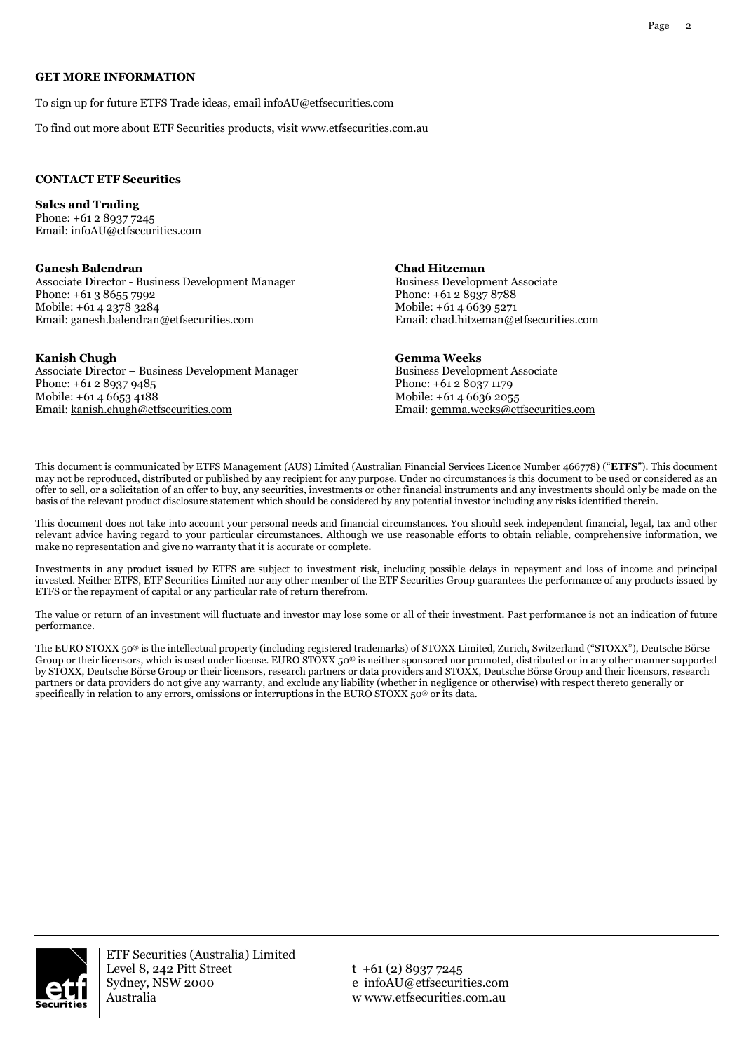**GET MORE INFORMATION**

To sign up for future ETFS Trade ideas, email infoAU@etfsecurities.com

To find out more about ETF Securities products, visit www.etfsecurities.com.au

**CONTACT ETF Securities**

**Sales and Trading**
Phone: +61 2 8937 7245
Email: infoAU@etfsecurities.com

**Ganesh Balendran**
Associate Director - Business Development Manager
Phone: +61 3 8655 7992
Mobile: +61 4 2378 3284
Email: ganesh.balendran@etfsecurities.com

**Kanish Chugh**
Associate Director – Business Development Manager
Phone: +61 2 8937 9485
Mobile: +61 4 6653 4188
Email: kanish.chugh@etfsecurities.com

**Chad Hitzeman**
Business Development Associate
Phone: +61 2 8937 8788
Mobile: +61 4 6639 5271
Email: chad.hitzeman@etfsecurities.com

**Gemma Weeks**
Business Development Associate
Phone: +61 2 8037 1179
Mobile: +61 4 6636 2055
Email: gemma.weeks@etfsecurities.com

This document is communicated by ETFS Management (AUS) Limited (Australian Financial Services Licence Number 466778) ("**ETFS**"). This document may not be reproduced, distributed or published by any recipient for any purpose. Under no circumstances is this document to be used or considered as an offer to sell, or a solicitation of an offer to buy, any securities, investments or other financial instruments and any investments should only be made on the basis of the relevant product disclosure statement which should be considered by any potential investor including any risks identified therein.

This document does not take into account your personal needs and financial circumstances. You should seek independent financial, legal, tax and other relevant advice having regard to your particular circumstances. Although we use reasonable efforts to obtain reliable, comprehensive information, we make no representation and give no warranty that it is accurate or complete.

Investments in any product issued by ETFS are subject to investment risk, including possible delays in repayment and loss of income and principal invested. Neither ETFS, ETF Securities Limited nor any other member of the ETF Securities Group guarantees the performance of any products issued by ETFS or the repayment of capital or any particular rate of return therefrom.

The value or return of an investment will fluctuate and investor may lose some or all of their investment. Past performance is not an indication of future performance.

The EURO STOXX 50® is the intellectual property (including registered trademarks) of STOXX Limited, Zurich, Switzerland ("STOXX"), Deutsche Börse Group or their licensors, which is used under license. EURO STOXX 50® is neither sponsored nor promoted, distributed or in any other manner supported by STOXX, Deutsche Börse Group or their licensors, research partners or data providers and STOXX, Deutsche Börse Group and their licensors, research partners or data providers do not give any warranty, and exclude any liability (whether in negligence or otherwise) with respect thereto generally or specifically in relation to any errors, omissions or interruptions in the EURO STOXX 50® or its data.

ETF Securities (Australia) Limited
Level 8, 242 Pitt Street
Sydney, NSW 2000
Australia

t +61 (2) 8937 7245
e infoAU@etfsecurities.com
w www.etfsecurities.com.au